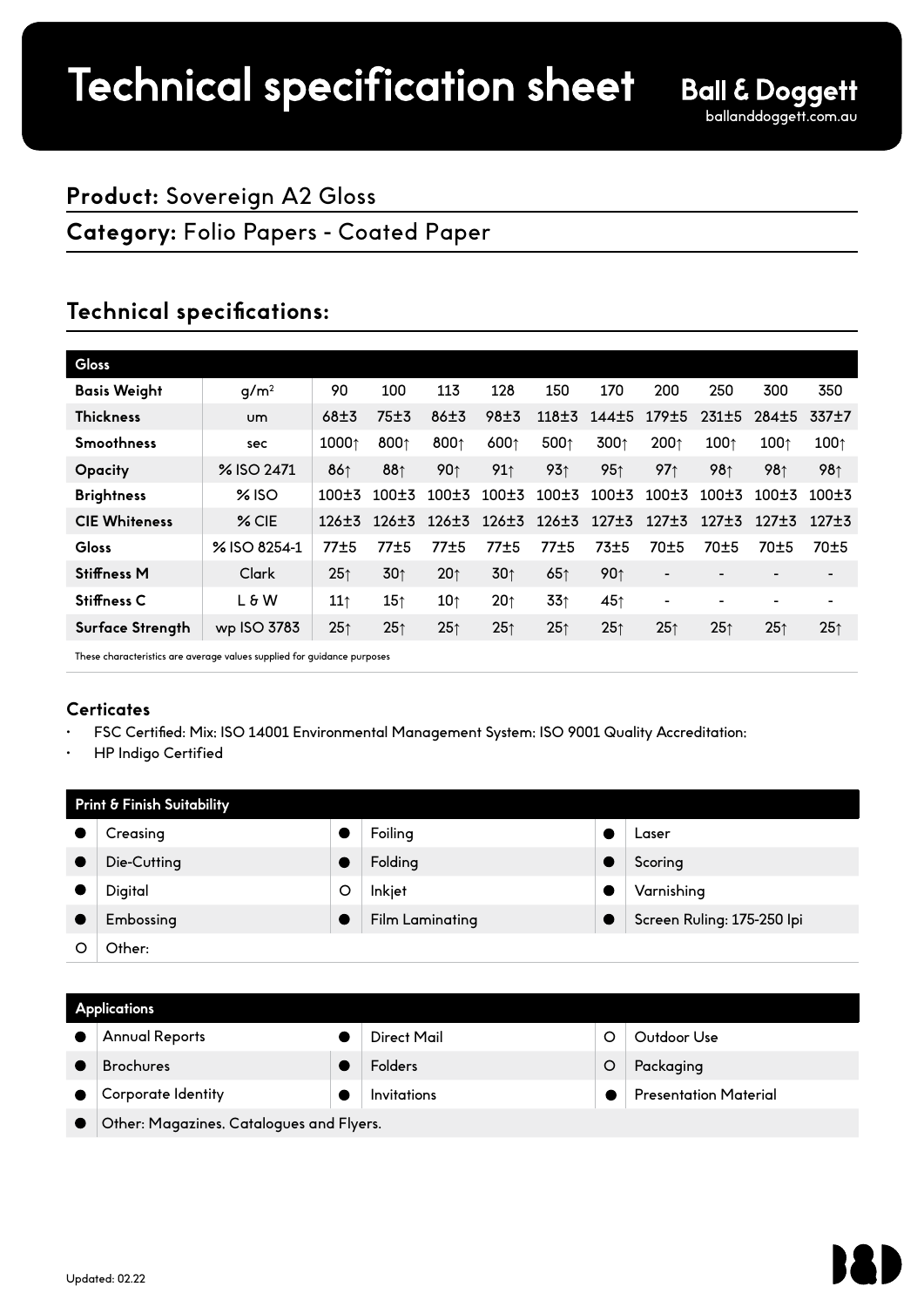# Technical specification sheet

**Ball & Doggett**
balland doggett.com.au

## **Product:** Sovereign A2 Gloss

## **Category:** Folio Papers - Coated Paper

## Technical specifications:

| Gloss | | | | | | | | | | | |
|---|---|---|---|---|---|---|---|---|---|---|---|
| **Basis Weight** | g/m² | 90 | 100 | 113 | 128 | 150 | 170 | 200 | 250 | 300 | 350 |
| **Thickness** | um | 68±3 | 75±3 | 86±3 | 98±3 | 118±3 | 144±5 | 179±5 | 231±5 | 284±5 | 337±7 |
| **Smoothness** | sec | 1000↑ | 800↑ | 800↑ | 600↑ | 500↑ | 300↑ | 200↑ | 100↑ | 100↑ | 100↑ |
| **Opacity** | % ISO 2471 | 86↑ | 88↑ | 90↑ | 91↑ | 93↑ | 95↑ | 97↑ | 98↑ | 98↑ | 98↑ |
| **Brightness** | % ISO | 100±3 | 100±3 | 100±3 | 100±3 | 100±3 | 100±3 | 100±3 | 100±3 | 100±3 | 100±3 |
| **CIE Whiteness** | % CIE | 126±3 | 126±3 | 126±3 | 126±3 | 126±3 | 127±3 | 127±3 | 127±3 | 127±3 | 127±3 |
| **Gloss** | % ISO 8254-1 | 77±5 | 77±5 | 77±5 | 77±5 | 77±5 | 73±5 | 70±5 | 70±5 | 70±5 | 70±5 |
| **Stiffness M** | Clark | 25↑ | 30↑ | 20↑ | 30↑ | 65↑ | 90↑ | - | - | - | - |
| **Stiffness C** | L & W | 11↑ | 15↑ | 10↑ | 20↑ | 33↑ | 45↑ | - | - | - | - |
| **Surface Strength** | wp ISO 3783 | 25↑ | 25↑ | 25↑ | 25↑ | 25↑ | 25↑ | 25↑ | 25↑ | 25↑ | 25↑ |

These characteristics are average values supplied for guidance purposes

### Certicates

- FSC Certified: Mix: ISO 14001 Environmental Management System: ISO 9001 Quality Accreditation:
- HP Indigo Certified

| Print & Finish Suitability | | | | | |
|---|---|---|---|---|---|
| ● | Creasing | ● | Foiling | ● | Laser |
| ● | Die-Cutting | ● | Folding | ● | Scoring |
| ● | Digital | ○ | Inkjet | ● | Varnishing |
| ● | Embossing | ● | Film Laminating | ● | Screen Ruling: 175-250 lpi |
| ○ | Other: | | | | |

| Applications | | | | | |
|---|---|---|---|---|---|
| ● | Annual Reports | ● | Direct Mail | ○ | Outdoor Use |
| ● | Brochures | ● | Folders | ○ | Packaging |
| ● | Corporate Identity | ● | Invitations | ● | Presentation Material |
| ● | Other: Magazines, Catalogues and Flyers. | | | | |

Updated: 02.22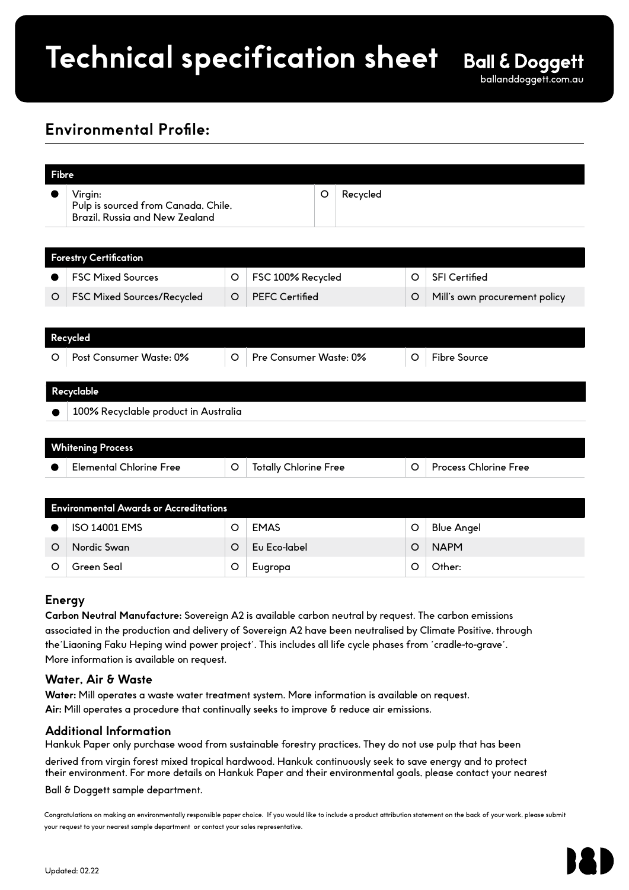# Technical specification sheet

**Ball & Doggett**
balland doggett.com.au

## Environmental Profile:

| Fibre | | | |
|---|---|---|---|
| ● | Virgin: Pulp is sourced from Canada, Chile, Brazil, Russia and New Zealand | O | Recycled |

| Forestry Certification | | | | | |
|---|---|---|---|---|---|
| ● | FSC Mixed Sources | O | FSC 100% Recycled | O | SFI Certified |
| O | FSC Mixed Sources/Recycled | O | PEFC Certified | O | Mill's own procurement policy |

| Recycled | | | | | |
|---|---|---|---|---|---|
| O | Post Consumer Waste: 0% | O | Pre Consumer Waste: 0% | O | Fibre Source |

| Recyclable | |
|---|---|
| ● | 100% Recyclable product in Australia |

| Whitening Process | | | | | |
|---|---|---|---|---|---|
| ● | Elemental Chlorine Free | O | Totally Chlorine Free | O | Process Chlorine Free |

| Environmental Awards or Accreditations | | | | | |
|---|---|---|---|---|---|
| ● | ISO 14001 EMS | O | EMAS | O | Blue Angel |
| O | Nordic Swan | O | Eu Eco-label | O | NAPM |
| O | Green Seal | O | Eugropa | O | Other: |

### Energy

**Carbon Neutral Manufacture:** Sovereign A2 is available carbon neutral by request. The carbon emissions associated in the production and delivery of Sovereign A2 have been neutralised by Climate Positive, through the 'Liaoning Faku Heping wind power project'. This includes all life cycle phases from 'cradle-to-grave'. More information is available on request.

### Water, Air & Waste

**Water:** Mill operates a waste water treatment system. More information is available on request.
**Air:** Mill operates a procedure that continually seeks to improve & reduce air emissions.

### Additional Information

Hankuk Paper only purchase wood from sustainable forestry practices. They do not use pulp that has been derived from virgin forest mixed tropical hardwood. Hankuk continuously seek to save energy and to protect their environment. For more details on Hankuk Paper and their environmental goals, please contact your nearest Ball & Doggett sample department.

Congratulations on making an environmentally responsible paper choice. If you would like to include a product attribution statement on the back of your work, please submit your request to your nearest sample department or contact your sales representative.

Updated: 02.22